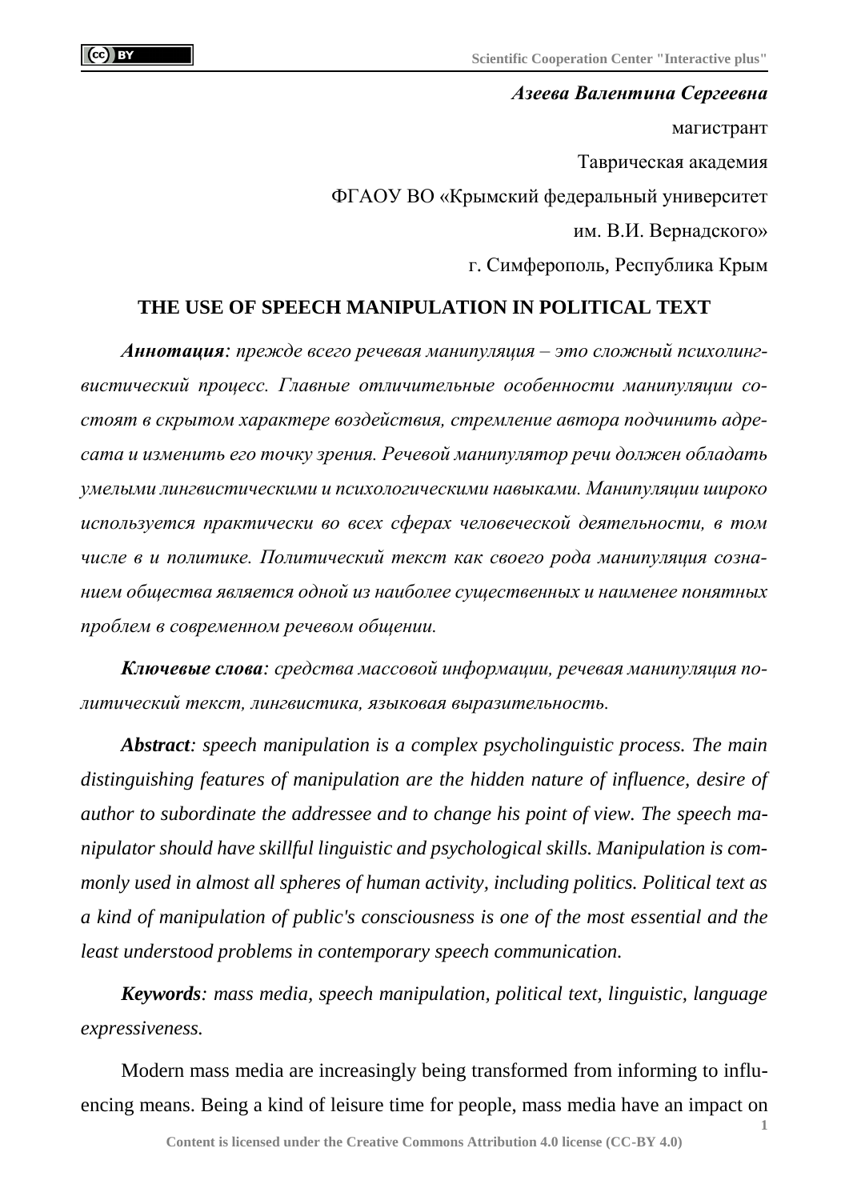***Азеева Валентина Сергеевна***

магистрант

Таврическая академия

ФГАОУ ВО «Крымский федеральный университет

им. В.И. Вернадского»

г. Симферополь, Республика Крым

# THE USE OF SPEECH MANIPULATION IN POLITICAL TEXT

***Аннотация**: прежде всего речевая манипуляция – это сложный психолингвистический процесс. Главные отличительные особенности манипуляции состоят в скрытом характере воздействия, стремление автора подчинить адресата и изменить его точку зрения. Речевой манипулятор речи должен обладать умелыми лингвистическими и психологическими навыками. Манипуляции широко используется практически во всех сферах человеческой деятельности, в том числе в и политике. Политический текст как своего рода манипуляция сознанием общества является одной из наиболее существенных и наименее понятных проблем в современном речевом общении.*

***Ключевые слова**: средства массовой информации, речевая манипуляция политический текст, лингвистика, языковая выразительность.*

***Abstract**: speech manipulation is a complex psycholinguistic process. The main distinguishing features of manipulation are the hidden nature of influence, desire of author to subordinate the addressee and to change his point of view. The speech manipulator should have skillful linguistic and psychological skills. Manipulation is commonly used in almost all spheres of human activity, including politics. Political text as a kind of manipulation of public's consciousness is one of the most essential and the least understood problems in contemporary speech communication.*

***Keywords**: mass media, speech manipulation, political text, linguistic, language expressiveness.*

Modern mass media are increasingly being transformed from informing to influencing means. Being a kind of leisure time for people, mass media have an impact on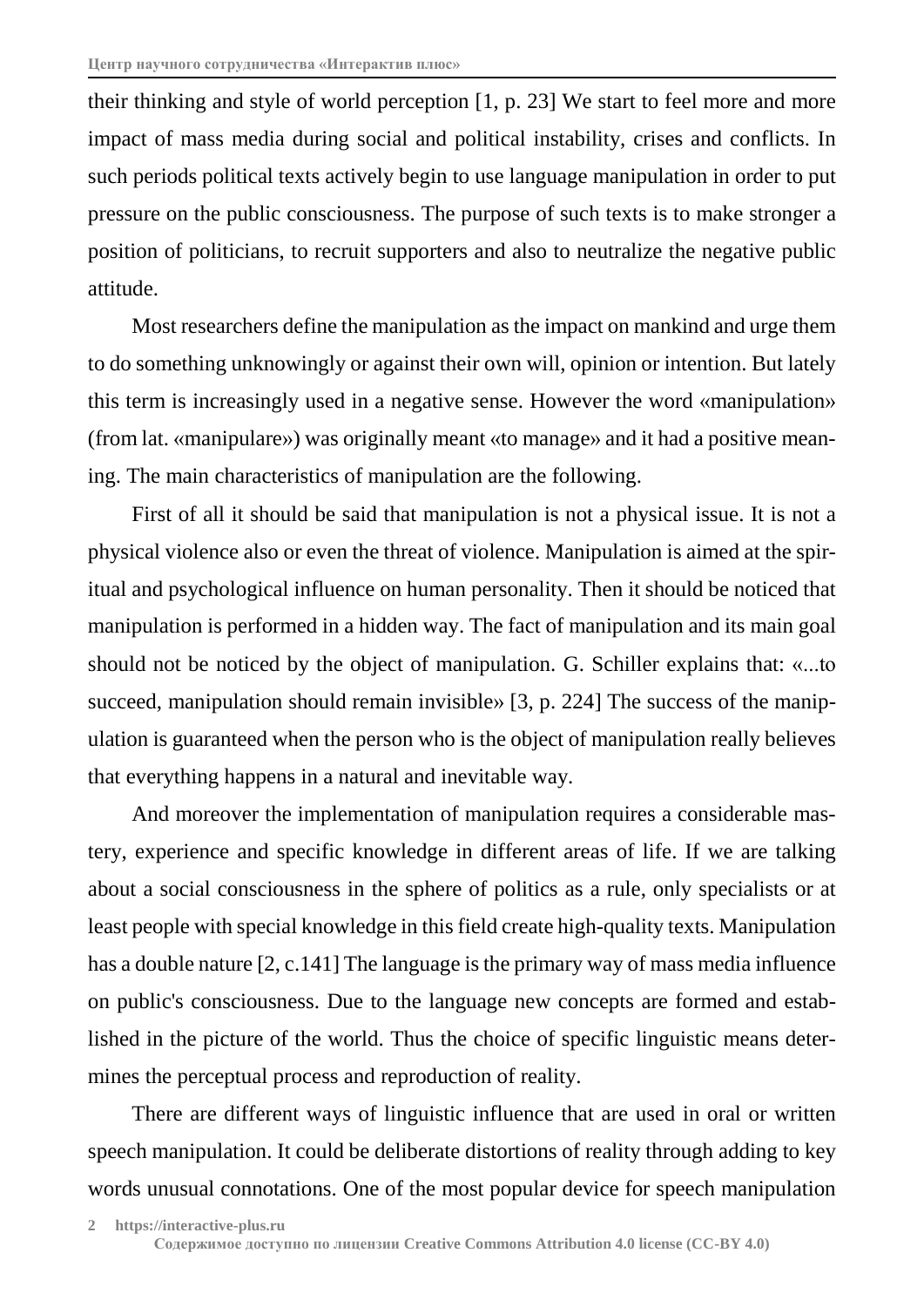their thinking and style of world perception [1, p. 23] We start to feel more and more impact of mass media during social and political instability, crises and conflicts. In such periods political texts actively begin to use language manipulation in order to put pressure on the public consciousness. The purpose of such texts is to make stronger a position of politicians, to recruit supporters and also to neutralize the negative public attitude.

Most researchers define the manipulation as the impact on mankind and urge them to do something unknowingly or against their own will, opinion or intention. But lately this term is increasingly used in a negative sense. However the word «manipulation» (from lat. «manipulare») was originally meant «to manage» and it had a positive meaning. The main characteristics of manipulation are the following.

First of all it should be said that manipulation is not a physical issue. It is not a physical violence also or even the threat of violence. Manipulation is aimed at the spiritual and psychological influence on human personality. Then it should be noticed that manipulation is performed in a hidden way. The fact of manipulation and its main goal should not be noticed by the object of manipulation. G. Schiller explains that: «...to succeed, manipulation should remain invisible» [3, p. 224] The success of the manipulation is guaranteed when the person who is the object of manipulation really believes that everything happens in a natural and inevitable way.

And moreover the implementation of manipulation requires a considerable mastery, experience and specific knowledge in different areas of life. If we are talking about a social consciousness in the sphere of politics as a rule, only specialists or at least people with special knowledge in this field create high-quality texts. Manipulation has a double nature [2, c.141] The language is the primary way of mass media influence on public's consciousness. Due to the language new concepts are formed and established in the picture of the world. Thus the choice of specific linguistic means determines the perceptual process and reproduction of reality.

There are different ways of linguistic influence that are used in oral or written speech manipulation. It could be deliberate distortions of reality through adding to key words unusual connotations. One of the most popular device for speech manipulation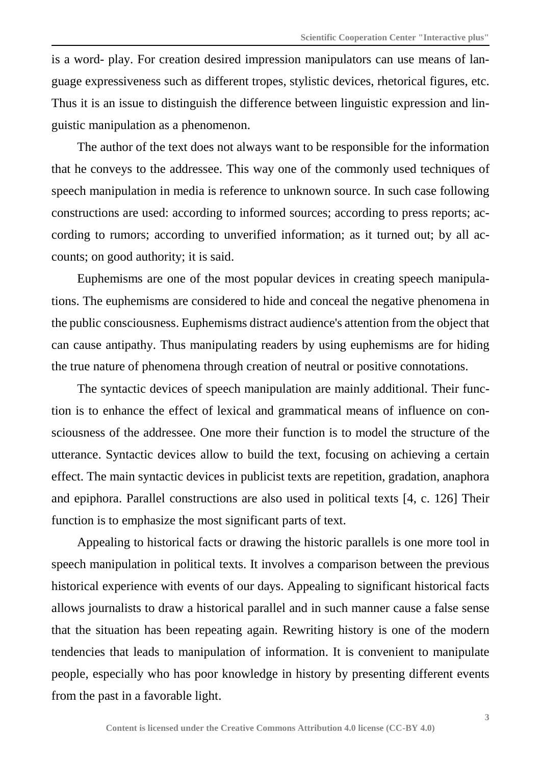is a word- play. For creation desired impression manipulators can use means of language expressiveness such as different tropes, stylistic devices, rhetorical figures, etc. Thus it is an issue to distinguish the difference between linguistic expression and linguistic manipulation as a phenomenon.

The author of the text does not always want to be responsible for the information that he conveys to the addressee. This way one of the commonly used techniques of speech manipulation in media is reference to unknown source. In such case following constructions are used: according to informed sources; according to press reports; according to rumors; according to unverified information; as it turned out; by all accounts; on good authority; it is said.

Euphemisms are one of the most popular devices in creating speech manipulations. The euphemisms are considered to hide and conceal the negative phenomena in the public consciousness. Euphemisms distract audience's attention from the object that can cause antipathy. Thus manipulating readers by using euphemisms are for hiding the true nature of phenomena through creation of neutral or positive connotations.

The syntactic devices of speech manipulation are mainly additional. Their function is to enhance the effect of lexical and grammatical means of influence on consciousness of the addressee. One more their function is to model the structure of the utterance. Syntactic devices allow to build the text, focusing on achieving a certain effect. The main syntactic devices in publicist texts are repetition, gradation, anaphora and epiphora. Parallel constructions are also used in political texts [4, c. 126] Their function is to emphasize the most significant parts of text.

Appealing to historical facts or drawing the historic parallels is one more tool in speech manipulation in political texts. It involves a comparison between the previous historical experience with events of our days. Appealing to significant historical facts allows journalists to draw a historical parallel and in such manner cause a false sense that the situation has been repeating again. Rewriting history is one of the modern tendencies that leads to manipulation of information. It is convenient to manipulate people, especially who has poor knowledge in history by presenting different events from the past in a favorable light.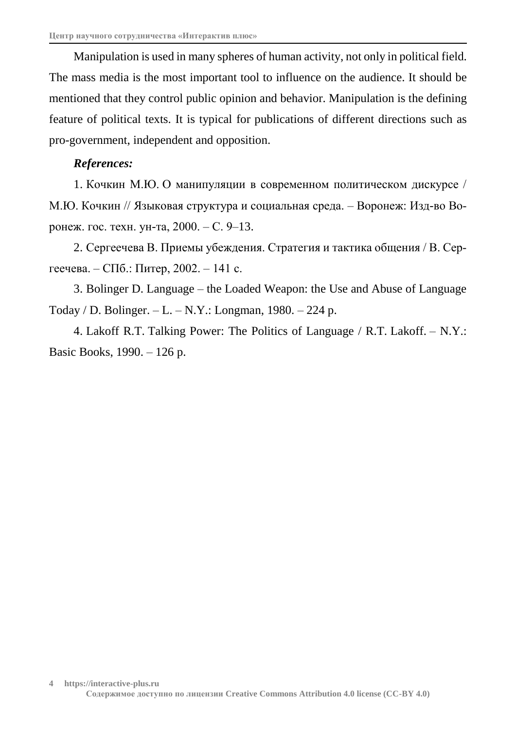Manipulation is used in many spheres of human activity, not only in political field. The mass media is the most important tool to influence on the audience. It should be mentioned that they control public opinion and behavior. Manipulation is the defining feature of political texts. It is typical for publications of different directions such as pro-government, independent and opposition.

***References:***

1. Кочкин М.Ю. О манипуляции в современном политическом дискурсе / М.Ю. Кочкин // Языковая структура и социальная среда. – Воронеж: Изд-во Воронеж. гос. техн. ун-та, 2000. – С. 9–13.
2. Сергеечева В. Приемы убеждения. Стратегия и тактика общения / В. Сергеечева. – СПб.: Питер, 2002. – 141 с.
3. Bolinger D. Language – the Loaded Weapon: the Use and Abuse of Language Today / D. Bolinger. – L. – N.Y.: Longman, 1980. – 224 p.
4. Lakoff R.T. Talking Power: The Politics of Language / R.T. Lakoff. – N.Y.: Basic Books, 1990. – 126 p.